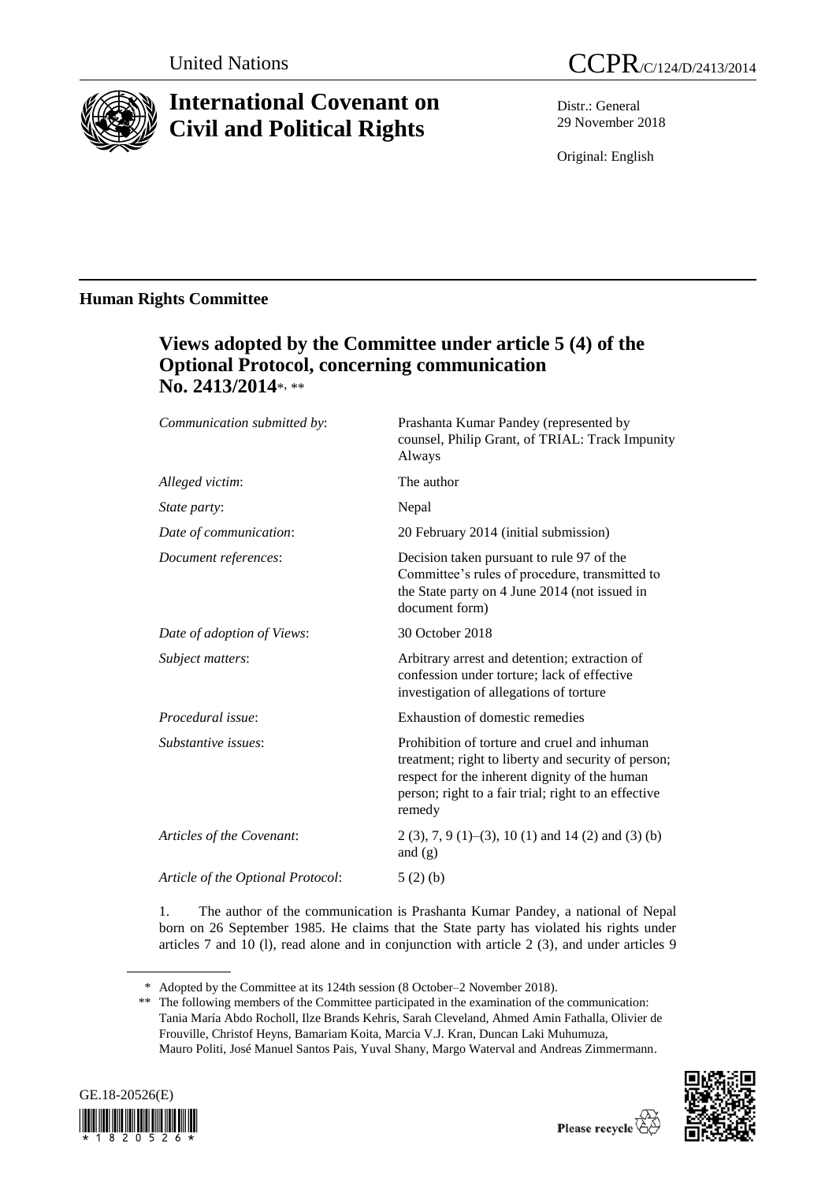United Nations

CCPR/C/124/D/2413/2014

# International Covenant on Civil and Political Rights

Distr.: General
29 November 2018

Original: English

## Human Rights Committee

## Views adopted by the Committee under article 5 (4) of the Optional Protocol, concerning communication No. 2413/2014*, **

| | |
|---|---|
| *Communication submitted by*: | Prashanta Kumar Pandey (represented by counsel, Philip Grant, of TRIAL: Track Impunity Always |
| *Alleged victim*: | The author |
| *State party*: | Nepal |
| *Date of communication*: | 20 February 2014 (initial submission) |
| *Document references*: | Decision taken pursuant to rule 97 of the Committee's rules of procedure, transmitted to the State party on 4 June 2014 (not issued in document form) |
| *Date of adoption of Views*: | 30 October 2018 |
| *Subject matters*: | Arbitrary arrest and detention; extraction of confession under torture; lack of effective investigation of allegations of torture |
| *Procedural issue*: | Exhaustion of domestic remedies |
| *Substantive issues*: | Prohibition of torture and cruel and inhuman treatment; right to liberty and security of person; respect for the inherent dignity of the human person; right to a fair trial; right to an effective remedy |
| *Articles of the Covenant*: | 2 (3), 7, 9 (1)–(3), 10 (1) and 14 (2) and (3) (b) and (g) |
| *Article of the Optional Protocol*: | 5 (2) (b) |

1. The author of the communication is Prashanta Kumar Pandey, a national of Nepal born on 26 September 1985. He claims that the State party has violated his rights under articles 7 and 10 (l), read alone and in conjunction with article 2 (3), and under articles 9

---

\* Adopted by the Committee at its 124th session (8 October–2 November 2018).

\*\* The following members of the Committee participated in the examination of the communication: Tania María Abdo Rocholl, Ilze Brands Kehris, Sarah Cleveland, Ahmed Amin Fathalla, Olivier de Frouville, Christof Heyns, Bamariam Koita, Marcia V.J. Kran, Duncan Laki Muhumuza, Mauro Politi, José Manuel Santos Pais, Yuval Shany, Margo Waterval and Andreas Zimmermann.

GE.18-20526(E)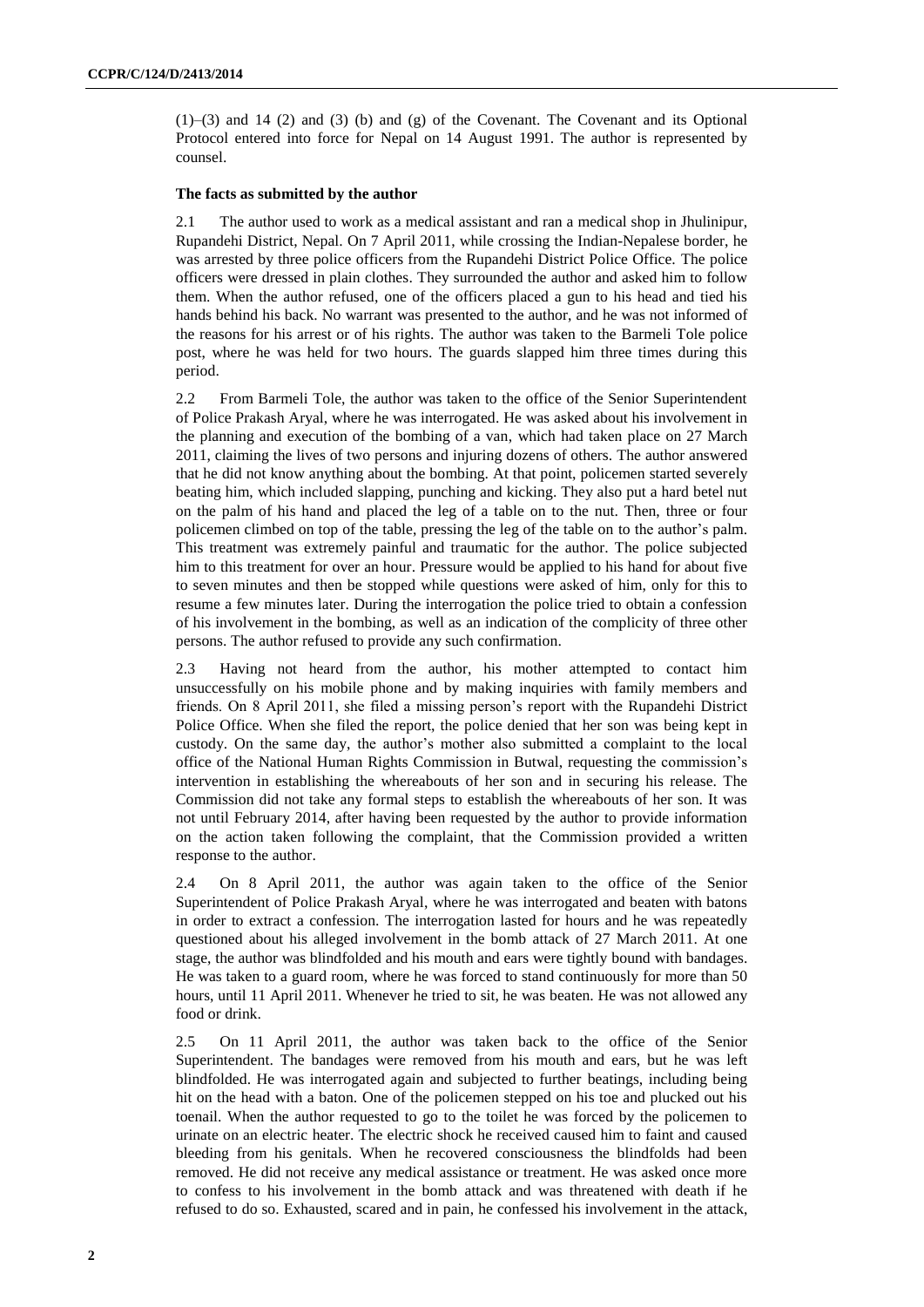(1)–(3) and 14 (2) and (3) (b) and (g) of the Covenant. The Covenant and its Optional Protocol entered into force for Nepal on 14 August 1991. The author is represented by counsel.

**The facts as submitted by the author**

2.1 The author used to work as a medical assistant and ran a medical shop in Jhulinipur, Rupandehi District, Nepal. On 7 April 2011, while crossing the Indian-Nepalese border, he was arrested by three police officers from the Rupandehi District Police Office. The police officers were dressed in plain clothes. They surrounded the author and asked him to follow them. When the author refused, one of the officers placed a gun to his head and tied his hands behind his back. No warrant was presented to the author, and he was not informed of the reasons for his arrest or of his rights. The author was taken to the Barmeli Tole police post, where he was held for two hours. The guards slapped him three times during this period.

2.2 From Barmeli Tole, the author was taken to the office of the Senior Superintendent of Police Prakash Aryal, where he was interrogated. He was asked about his involvement in the planning and execution of the bombing of a van, which had taken place on 27 March 2011, claiming the lives of two persons and injuring dozens of others. The author answered that he did not know anything about the bombing. At that point, policemen started severely beating him, which included slapping, punching and kicking. They also put a hard betel nut on the palm of his hand and placed the leg of a table on to the nut. Then, three or four policemen climbed on top of the table, pressing the leg of the table on to the author's palm. This treatment was extremely painful and traumatic for the author. The police subjected him to this treatment for over an hour. Pressure would be applied to his hand for about five to seven minutes and then be stopped while questions were asked of him, only for this to resume a few minutes later. During the interrogation the police tried to obtain a confession of his involvement in the bombing, as well as an indication of the complicity of three other persons. The author refused to provide any such confirmation.

2.3 Having not heard from the author, his mother attempted to contact him unsuccessfully on his mobile phone and by making inquiries with family members and friends. On 8 April 2011, she filed a missing person's report with the Rupandehi District Police Office. When she filed the report, the police denied that her son was being kept in custody. On the same day, the author's mother also submitted a complaint to the local office of the National Human Rights Commission in Butwal, requesting the commission's intervention in establishing the whereabouts of her son and in securing his release. The Commission did not take any formal steps to establish the whereabouts of her son. It was not until February 2014, after having been requested by the author to provide information on the action taken following the complaint, that the Commission provided a written response to the author.

2.4 On 8 April 2011, the author was again taken to the office of the Senior Superintendent of Police Prakash Aryal, where he was interrogated and beaten with batons in order to extract a confession. The interrogation lasted for hours and he was repeatedly questioned about his alleged involvement in the bomb attack of 27 March 2011. At one stage, the author was blindfolded and his mouth and ears were tightly bound with bandages. He was taken to a guard room, where he was forced to stand continuously for more than 50 hours, until 11 April 2011. Whenever he tried to sit, he was beaten. He was not allowed any food or drink.

2.5 On 11 April 2011, the author was taken back to the office of the Senior Superintendent. The bandages were removed from his mouth and ears, but he was left blindfolded. He was interrogated again and subjected to further beatings, including being hit on the head with a baton. One of the policemen stepped on his toe and plucked out his toenail. When the author requested to go to the toilet he was forced by the policemen to urinate on an electric heater. The electric shock he received caused him to faint and caused bleeding from his genitals. When he recovered consciousness the blindfolds had been removed. He did not receive any medical assistance or treatment. He was asked once more to confess to his involvement in the bomb attack and was threatened with death if he refused to do so. Exhausted, scared and in pain, he confessed his involvement in the attack,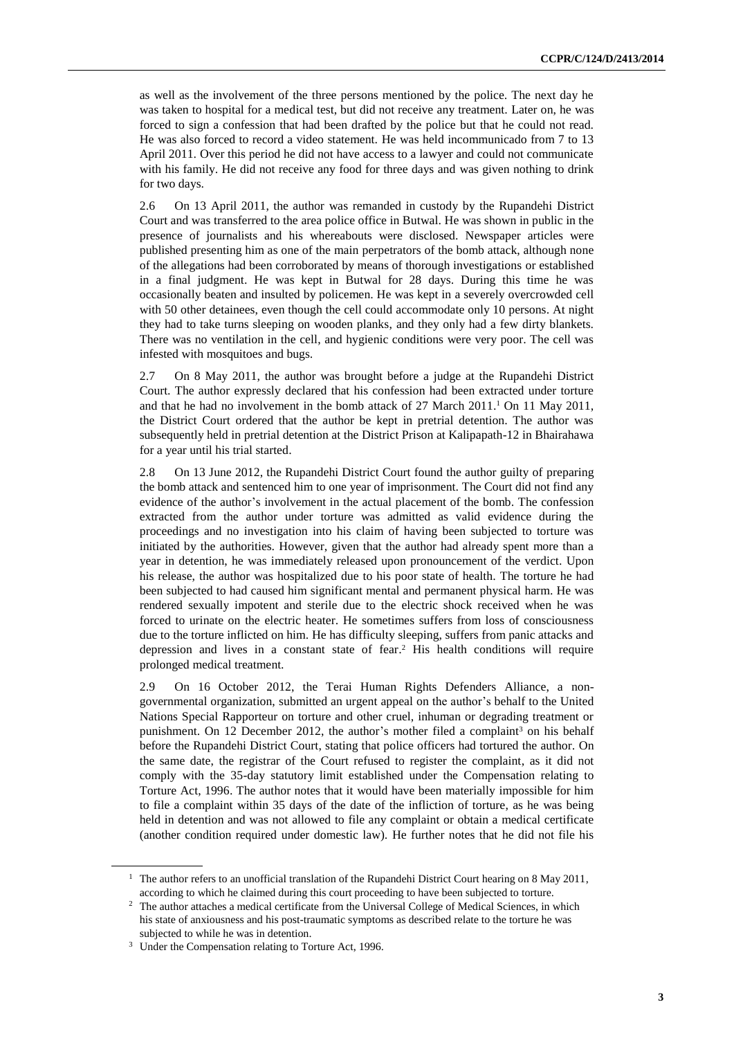as well as the involvement of the three persons mentioned by the police. The next day he was taken to hospital for a medical test, but did not receive any treatment. Later on, he was forced to sign a confession that had been drafted by the police but that he could not read. He was also forced to record a video statement. He was held incommunicado from 7 to 13 April 2011. Over this period he did not have access to a lawyer and could not communicate with his family. He did not receive any food for three days and was given nothing to drink for two days.

2.6 On 13 April 2011, the author was remanded in custody by the Rupandehi District Court and was transferred to the area police office in Butwal. He was shown in public in the presence of journalists and his whereabouts were disclosed. Newspaper articles were published presenting him as one of the main perpetrators of the bomb attack, although none of the allegations had been corroborated by means of thorough investigations or established in a final judgment. He was kept in Butwal for 28 days. During this time he was occasionally beaten and insulted by policemen. He was kept in a severely overcrowded cell with 50 other detainees, even though the cell could accommodate only 10 persons. At night they had to take turns sleeping on wooden planks, and they only had a few dirty blankets. There was no ventilation in the cell, and hygienic conditions were very poor. The cell was infested with mosquitoes and bugs.

2.7 On 8 May 2011, the author was brought before a judge at the Rupandehi District Court. The author expressly declared that his confession had been extracted under torture and that he had no involvement in the bomb attack of 27 March 2011.[1] On 11 May 2011, the District Court ordered that the author be kept in pretrial detention. The author was subsequently held in pretrial detention at the District Prison at Kalipapath-12 in Bhairahawa for a year until his trial started.

2.8 On 13 June 2012, the Rupandehi District Court found the author guilty of preparing the bomb attack and sentenced him to one year of imprisonment. The Court did not find any evidence of the author's involvement in the actual placement of the bomb. The confession extracted from the author under torture was admitted as valid evidence during the proceedings and no investigation into his claim of having been subjected to torture was initiated by the authorities. However, given that the author had already spent more than a year in detention, he was immediately released upon pronouncement of the verdict. Upon his release, the author was hospitalized due to his poor state of health. The torture he had been subjected to had caused him significant mental and permanent physical harm. He was rendered sexually impotent and sterile due to the electric shock received when he was forced to urinate on the electric heater. He sometimes suffers from loss of consciousness due to the torture inflicted on him. He has difficulty sleeping, suffers from panic attacks and depression and lives in a constant state of fear.[2] His health conditions will require prolonged medical treatment.

2.9 On 16 October 2012, the Terai Human Rights Defenders Alliance, a non-governmental organization, submitted an urgent appeal on the author's behalf to the United Nations Special Rapporteur on torture and other cruel, inhuman or degrading treatment or punishment. On 12 December 2012, the author's mother filed a complaint[3] on his behalf before the Rupandehi District Court, stating that police officers had tortured the author. On the same date, the registrar of the Court refused to register the complaint, as it did not comply with the 35-day statutory limit established under the Compensation relating to Torture Act, 1996. The author notes that it would have been materially impossible for him to file a complaint within 35 days of the date of the infliction of torture, as he was being held in detention and was not allowed to file any complaint or obtain a medical certificate (another condition required under domestic law). He further notes that he did not file his

---

[1] The author refers to an unofficial translation of the Rupandehi District Court hearing on 8 May 2011, according to which he claimed during this court proceeding to have been subjected to torture.

[2] The author attaches a medical certificate from the Universal College of Medical Sciences, in which his state of anxiousness and his post-traumatic symptoms as described relate to the torture he was subjected to while he was in detention.

[3] Under the Compensation relating to Torture Act, 1996.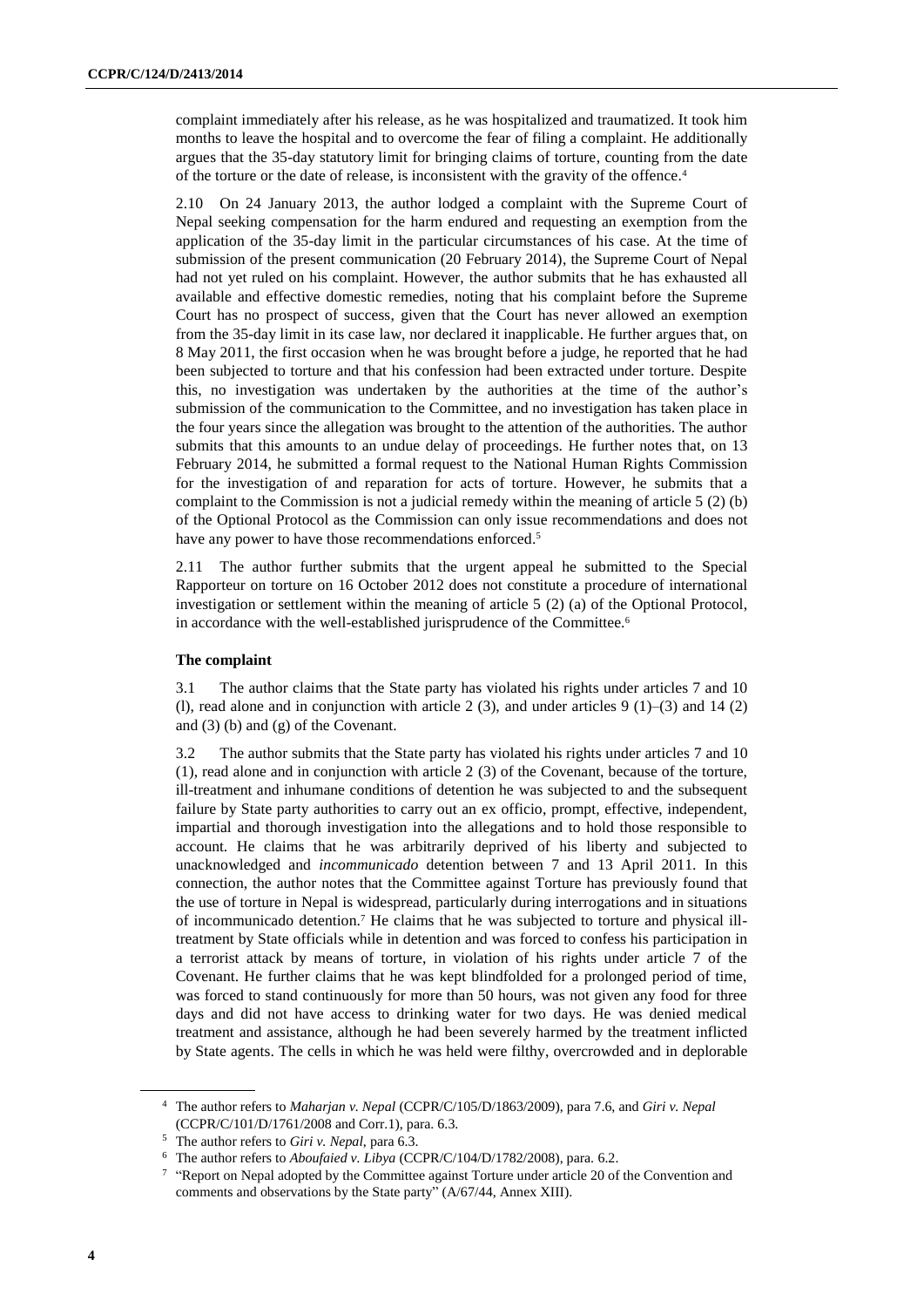complaint immediately after his release, as he was hospitalized and traumatized. It took him months to leave the hospital and to overcome the fear of filing a complaint. He additionally argues that the 35-day statutory limit for bringing claims of torture, counting from the date of the torture or the date of release, is inconsistent with the gravity of the offence.[4]

2.10 On 24 January 2013, the author lodged a complaint with the Supreme Court of Nepal seeking compensation for the harm endured and requesting an exemption from the application of the 35-day limit in the particular circumstances of his case. At the time of submission of the present communication (20 February 2014), the Supreme Court of Nepal had not yet ruled on his complaint. However, the author submits that he has exhausted all available and effective domestic remedies, noting that his complaint before the Supreme Court has no prospect of success, given that the Court has never allowed an exemption from the 35-day limit in its case law, nor declared it inapplicable. He further argues that, on 8 May 2011, the first occasion when he was brought before a judge, he reported that he had been subjected to torture and that his confession had been extracted under torture. Despite this, no investigation was undertaken by the authorities at the time of the author's submission of the communication to the Committee, and no investigation has taken place in the four years since the allegation was brought to the attention of the authorities. The author submits that this amounts to an undue delay of proceedings. He further notes that, on 13 February 2014, he submitted a formal request to the National Human Rights Commission for the investigation of and reparation for acts of torture. However, he submits that a complaint to the Commission is not a judicial remedy within the meaning of article 5 (2) (b) of the Optional Protocol as the Commission can only issue recommendations and does not have any power to have those recommendations enforced.[5]

2.11 The author further submits that the urgent appeal he submitted to the Special Rapporteur on torture on 16 October 2012 does not constitute a procedure of international investigation or settlement within the meaning of article 5 (2) (a) of the Optional Protocol, in accordance with the well-established jurisprudence of the Committee.[6]

### The complaint

3.1 The author claims that the State party has violated his rights under articles 7 and 10 (l), read alone and in conjunction with article 2 (3), and under articles 9 (1)–(3) and 14 (2) and (3) (b) and (g) of the Covenant.

3.2 The author submits that the State party has violated his rights under articles 7 and 10 (1), read alone and in conjunction with article 2 (3) of the Covenant, because of the torture, ill-treatment and inhumane conditions of detention he was subjected to and the subsequent failure by State party authorities to carry out an ex officio, prompt, effective, independent, impartial and thorough investigation into the allegations and to hold those responsible to account. He claims that he was arbitrarily deprived of his liberty and subjected to unacknowledged and *incommunicado* detention between 7 and 13 April 2011. In this connection, the author notes that the Committee against Torture has previously found that the use of torture in Nepal is widespread, particularly during interrogations and in situations of incommunicado detention.[7] He claims that he was subjected to torture and physical ill-treatment by State officials while in detention and was forced to confess his participation in a terrorist attack by means of torture, in violation of his rights under article 7 of the Covenant. He further claims that he was kept blindfolded for a prolonged period of time, was forced to stand continuously for more than 50 hours, was not given any food for three days and did not have access to drinking water for two days. He was denied medical treatment and assistance, although he had been severely harmed by the treatment inflicted by State agents. The cells in which he was held were filthy, overcrowded and in deplorable

---

[4] The author refers to *Maharjan v. Nepal* (CCPR/C/105/D/1863/2009), para 7.6, and *Giri v. Nepal* (CCPR/C/101/D/1761/2008 and Corr.1), para. 6.3.

[5] The author refers to *Giri v. Nepal*, para 6.3.

[6] The author refers to *Aboufaied v. Libya* (CCPR/C/104/D/1782/2008), para. 6.2.

[7] "Report on Nepal adopted by the Committee against Torture under article 20 of the Convention and comments and observations by the State party" (A/67/44, Annex XIII).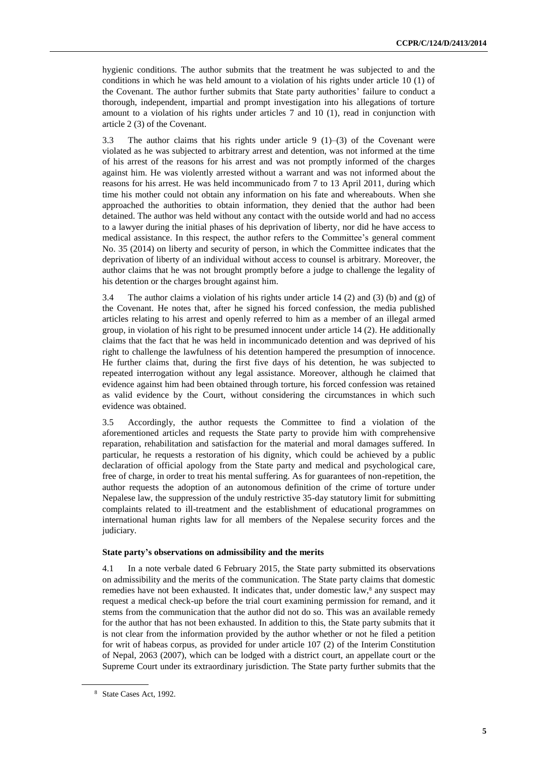hygienic conditions. The author submits that the treatment he was subjected to and the conditions in which he was held amount to a violation of his rights under article 10 (1) of the Covenant. The author further submits that State party authorities' failure to conduct a thorough, independent, impartial and prompt investigation into his allegations of torture amount to a violation of his rights under articles 7 and 10 (1), read in conjunction with article 2 (3) of the Covenant.

3.3 The author claims that his rights under article 9 (1)–(3) of the Covenant were violated as he was subjected to arbitrary arrest and detention, was not informed at the time of his arrest of the reasons for his arrest and was not promptly informed of the charges against him. He was violently arrested without a warrant and was not informed about the reasons for his arrest. He was held incommunicado from 7 to 13 April 2011, during which time his mother could not obtain any information on his fate and whereabouts. When she approached the authorities to obtain information, they denied that the author had been detained. The author was held without any contact with the outside world and had no access to a lawyer during the initial phases of his deprivation of liberty, nor did he have access to medical assistance. In this respect, the author refers to the Committee's general comment No. 35 (2014) on liberty and security of person, in which the Committee indicates that the deprivation of liberty of an individual without access to counsel is arbitrary. Moreover, the author claims that he was not brought promptly before a judge to challenge the legality of his detention or the charges brought against him.

3.4 The author claims a violation of his rights under article 14 (2) and (3) (b) and (g) of the Covenant. He notes that, after he signed his forced confession, the media published articles relating to his arrest and openly referred to him as a member of an illegal armed group, in violation of his right to be presumed innocent under article 14 (2). He additionally claims that the fact that he was held in incommunicado detention and was deprived of his right to challenge the lawfulness of his detention hampered the presumption of innocence. He further claims that, during the first five days of his detention, he was subjected to repeated interrogation without any legal assistance. Moreover, although he claimed that evidence against him had been obtained through torture, his forced confession was retained as valid evidence by the Court, without considering the circumstances in which such evidence was obtained.

3.5 Accordingly, the author requests the Committee to find a violation of the aforementioned articles and requests the State party to provide him with comprehensive reparation, rehabilitation and satisfaction for the material and moral damages suffered. In particular, he requests a restoration of his dignity, which could be achieved by a public declaration of official apology from the State party and medical and psychological care, free of charge, in order to treat his mental suffering. As for guarantees of non-repetition, the author requests the adoption of an autonomous definition of the crime of torture under Nepalese law, the suppression of the unduly restrictive 35-day statutory limit for submitting complaints related to ill-treatment and the establishment of educational programmes on international human rights law for all members of the Nepalese security forces and the judiciary.

### State party's observations on admissibility and the merits

4.1 In a note verbale dated 6 February 2015, the State party submitted its observations on admissibility and the merits of the communication. The State party claims that domestic remedies have not been exhausted. It indicates that, under domestic law,[8] any suspect may request a medical check-up before the trial court examining permission for remand, and it stems from the communication that the author did not do so. This was an available remedy for the author that has not been exhausted. In addition to this, the State party submits that it is not clear from the information provided by the author whether or not he filed a petition for writ of habeas corpus, as provided for under article 107 (2) of the Interim Constitution of Nepal, 2063 (2007), which can be lodged with a district court, an appellate court or the Supreme Court under its extraordinary jurisdiction. The State party further submits that the

[8] State Cases Act, 1992.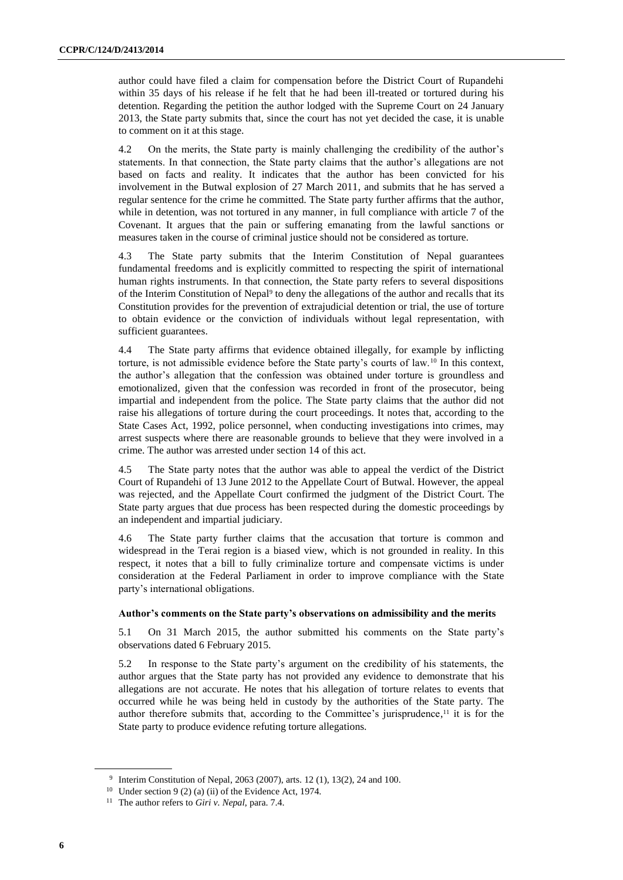author could have filed a claim for compensation before the District Court of Rupandehi within 35 days of his release if he felt that he had been ill-treated or tortured during his detention. Regarding the petition the author lodged with the Supreme Court on 24 January 2013, the State party submits that, since the court has not yet decided the case, it is unable to comment on it at this stage.

4.2 On the merits, the State party is mainly challenging the credibility of the author's statements. In that connection, the State party claims that the author's allegations are not based on facts and reality. It indicates that the author has been convicted for his involvement in the Butwal explosion of 27 March 2011, and submits that he has served a regular sentence for the crime he committed. The State party further affirms that the author, while in detention, was not tortured in any manner, in full compliance with article 7 of the Covenant. It argues that the pain or suffering emanating from the lawful sanctions or measures taken in the course of criminal justice should not be considered as torture.

4.3 The State party submits that the Interim Constitution of Nepal guarantees fundamental freedoms and is explicitly committed to respecting the spirit of international human rights instruments. In that connection, the State party refers to several dispositions of the Interim Constitution of Nepal[9] to deny the allegations of the author and recalls that its Constitution provides for the prevention of extrajudicial detention or trial, the use of torture to obtain evidence or the conviction of individuals without legal representation, with sufficient guarantees.

4.4 The State party affirms that evidence obtained illegally, for example by inflicting torture, is not admissible evidence before the State party's courts of law.[10] In this context, the author's allegation that the confession was obtained under torture is groundless and emotionalized, given that the confession was recorded in front of the prosecutor, being impartial and independent from the police. The State party claims that the author did not raise his allegations of torture during the court proceedings. It notes that, according to the State Cases Act, 1992, police personnel, when conducting investigations into crimes, may arrest suspects where there are reasonable grounds to believe that they were involved in a crime. The author was arrested under section 14 of this act.

4.5 The State party notes that the author was able to appeal the verdict of the District Court of Rupandehi of 13 June 2012 to the Appellate Court of Butwal. However, the appeal was rejected, and the Appellate Court confirmed the judgment of the District Court. The State party argues that due process has been respected during the domestic proceedings by an independent and impartial judiciary.

4.6 The State party further claims that the accusation that torture is common and widespread in the Terai region is a biased view, which is not grounded in reality. In this respect, it notes that a bill to fully criminalize torture and compensate victims is under consideration at the Federal Parliament in order to improve compliance with the State party's international obligations.

### Author's comments on the State party's observations on admissibility and the merits

5.1 On 31 March 2015, the author submitted his comments on the State party's observations dated 6 February 2015.

5.2 In response to the State party's argument on the credibility of his statements, the author argues that the State party has not provided any evidence to demonstrate that his allegations are not accurate. He notes that his allegation of torture relates to events that occurred while he was being held in custody by the authorities of the State party. The author therefore submits that, according to the Committee's jurisprudence,[11] it is for the State party to produce evidence refuting torture allegations.

---

[9] Interim Constitution of Nepal, 2063 (2007), arts. 12 (1), 13(2), 24 and 100.

[10] Under section 9 (2) (a) (ii) of the Evidence Act, 1974.

[11] The author refers to *Giri v. Nepal*, para. 7.4.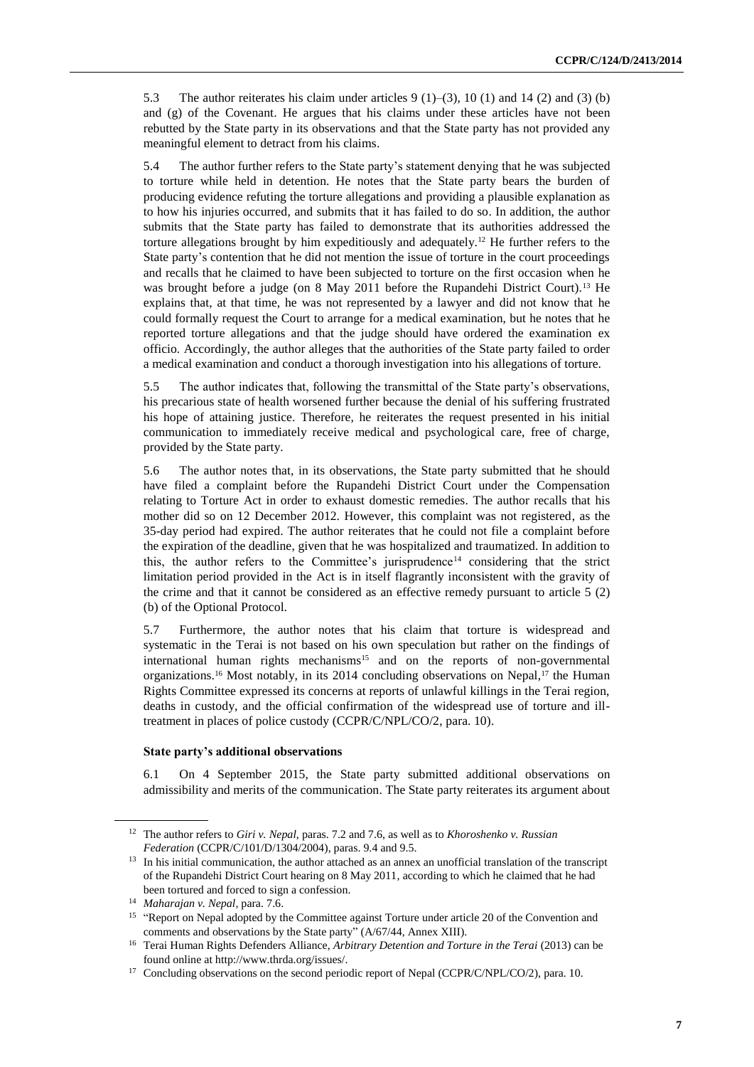5.3 The author reiterates his claim under articles 9 (1)–(3), 10 (1) and 14 (2) and (3) (b) and (g) of the Covenant. He argues that his claims under these articles have not been rebutted by the State party in its observations and that the State party has not provided any meaningful element to detract from his claims.

5.4 The author further refers to the State party's statement denying that he was subjected to torture while held in detention. He notes that the State party bears the burden of producing evidence refuting the torture allegations and providing a plausible explanation as to how his injuries occurred, and submits that it has failed to do so. In addition, the author submits that the State party has failed to demonstrate that its authorities addressed the torture allegations brought by him expeditiously and adequately.[12] He further refers to the State party's contention that he did not mention the issue of torture in the court proceedings and recalls that he claimed to have been subjected to torture on the first occasion when he was brought before a judge (on 8 May 2011 before the Rupandehi District Court).[13] He explains that, at that time, he was not represented by a lawyer and did not know that he could formally request the Court to arrange for a medical examination, but he notes that he reported torture allegations and that the judge should have ordered the examination ex officio. Accordingly, the author alleges that the authorities of the State party failed to order a medical examination and conduct a thorough investigation into his allegations of torture.

5.5 The author indicates that, following the transmittal of the State party's observations, his precarious state of health worsened further because the denial of his suffering frustrated his hope of attaining justice. Therefore, he reiterates the request presented in his initial communication to immediately receive medical and psychological care, free of charge, provided by the State party.

5.6 The author notes that, in its observations, the State party submitted that he should have filed a complaint before the Rupandehi District Court under the Compensation relating to Torture Act in order to exhaust domestic remedies. The author recalls that his mother did so on 12 December 2012. However, this complaint was not registered, as the 35-day period had expired. The author reiterates that he could not file a complaint before the expiration of the deadline, given that he was hospitalized and traumatized. In addition to this, the author refers to the Committee's jurisprudence[14] considering that the strict limitation period provided in the Act is in itself flagrantly inconsistent with the gravity of the crime and that it cannot be considered as an effective remedy pursuant to article 5 (2) (b) of the Optional Protocol.

5.7 Furthermore, the author notes that his claim that torture is widespread and systematic in the Terai is not based on his own speculation but rather on the findings of international human rights mechanisms[15] and on the reports of non-governmental organizations.[16] Most notably, in its 2014 concluding observations on Nepal,[17] the Human Rights Committee expressed its concerns at reports of unlawful killings in the Terai region, deaths in custody, and the official confirmation of the widespread use of torture and ill-treatment in places of police custody (CCPR/C/NPL/CO/2, para. 10).

**State party's additional observations**

6.1 On 4 September 2015, the State party submitted additional observations on admissibility and merits of the communication. The State party reiterates its argument about

---

[12] The author refers to *Giri v. Nepal*, paras. 7.2 and 7.6, as well as to *Khoroshenko v. Russian Federation* (CCPR/C/101/D/1304/2004), paras. 9.4 and 9.5.

[13] In his initial communication, the author attached as an annex an unofficial translation of the transcript of the Rupandehi District Court hearing on 8 May 2011, according to which he claimed that he had been tortured and forced to sign a confession.

[14] *Maharajan v. Nepal*, para. 7.6.

[15] "Report on Nepal adopted by the Committee against Torture under article 20 of the Convention and comments and observations by the State party" (A/67/44, Annex XIII).

[16] Terai Human Rights Defenders Alliance, *Arbitrary Detention and Torture in the Terai* (2013) can be found online at http://www.thrda.org/issues/.

[17] Concluding observations on the second periodic report of Nepal (CCPR/C/NPL/CO/2), para. 10.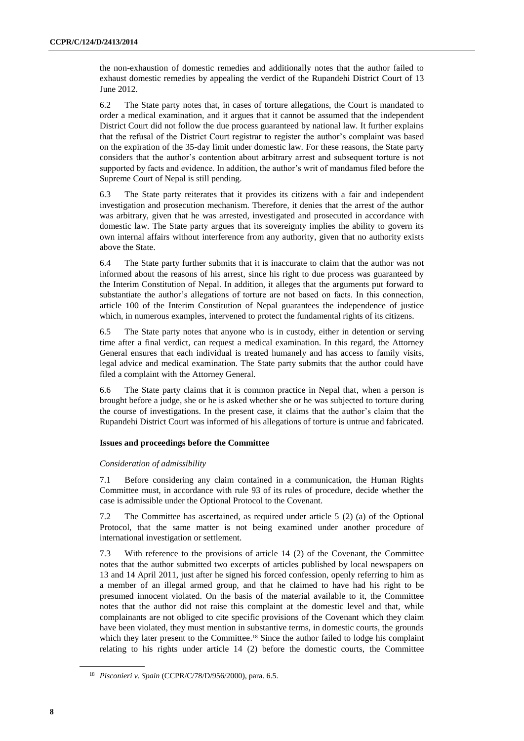the non-exhaustion of domestic remedies and additionally notes that the author failed to exhaust domestic remedies by appealing the verdict of the Rupandehi District Court of 13 June 2012.

6.2 The State party notes that, in cases of torture allegations, the Court is mandated to order a medical examination, and it argues that it cannot be assumed that the independent District Court did not follow the due process guaranteed by national law. It further explains that the refusal of the District Court registrar to register the author's complaint was based on the expiration of the 35-day limit under domestic law. For these reasons, the State party considers that the author's contention about arbitrary arrest and subsequent torture is not supported by facts and evidence. In addition, the author's writ of mandamus filed before the Supreme Court of Nepal is still pending.

6.3 The State party reiterates that it provides its citizens with a fair and independent investigation and prosecution mechanism. Therefore, it denies that the arrest of the author was arbitrary, given that he was arrested, investigated and prosecuted in accordance with domestic law. The State party argues that its sovereignty implies the ability to govern its own internal affairs without interference from any authority, given that no authority exists above the State.

6.4 The State party further submits that it is inaccurate to claim that the author was not informed about the reasons of his arrest, since his right to due process was guaranteed by the Interim Constitution of Nepal. In addition, it alleges that the arguments put forward to substantiate the author's allegations of torture are not based on facts. In this connection, article 100 of the Interim Constitution of Nepal guarantees the independence of justice which, in numerous examples, intervened to protect the fundamental rights of its citizens.

6.5 The State party notes that anyone who is in custody, either in detention or serving time after a final verdict, can request a medical examination. In this regard, the Attorney General ensures that each individual is treated humanely and has access to family visits, legal advice and medical examination. The State party submits that the author could have filed a complaint with the Attorney General.

6.6 The State party claims that it is common practice in Nepal that, when a person is brought before a judge, she or he is asked whether she or he was subjected to torture during the course of investigations. In the present case, it claims that the author's claim that the Rupandehi District Court was informed of his allegations of torture is untrue and fabricated.

### Issues and proceedings before the Committee

*Consideration of admissibility*

7.1 Before considering any claim contained in a communication, the Human Rights Committee must, in accordance with rule 93 of its rules of procedure, decide whether the case is admissible under the Optional Protocol to the Covenant.

7.2 The Committee has ascertained, as required under article 5 (2) (a) of the Optional Protocol, that the same matter is not being examined under another procedure of international investigation or settlement.

7.3 With reference to the provisions of article 14 (2) of the Covenant, the Committee notes that the author submitted two excerpts of articles published by local newspapers on 13 and 14 April 2011, just after he signed his forced confession, openly referring to him as a member of an illegal armed group, and that he claimed to have had his right to be presumed innocent violated. On the basis of the material available to it, the Committee notes that the author did not raise this complaint at the domestic level and that, while complainants are not obliged to cite specific provisions of the Covenant which they claim have been violated, they must mention in substantive terms, in domestic courts, the grounds which they later present to the Committee.[18] Since the author failed to lodge his complaint relating to his rights under article 14 (2) before the domestic courts, the Committee

[18] *Pisconieri v. Spain* (CCPR/C/78/D/956/2000), para. 6.5.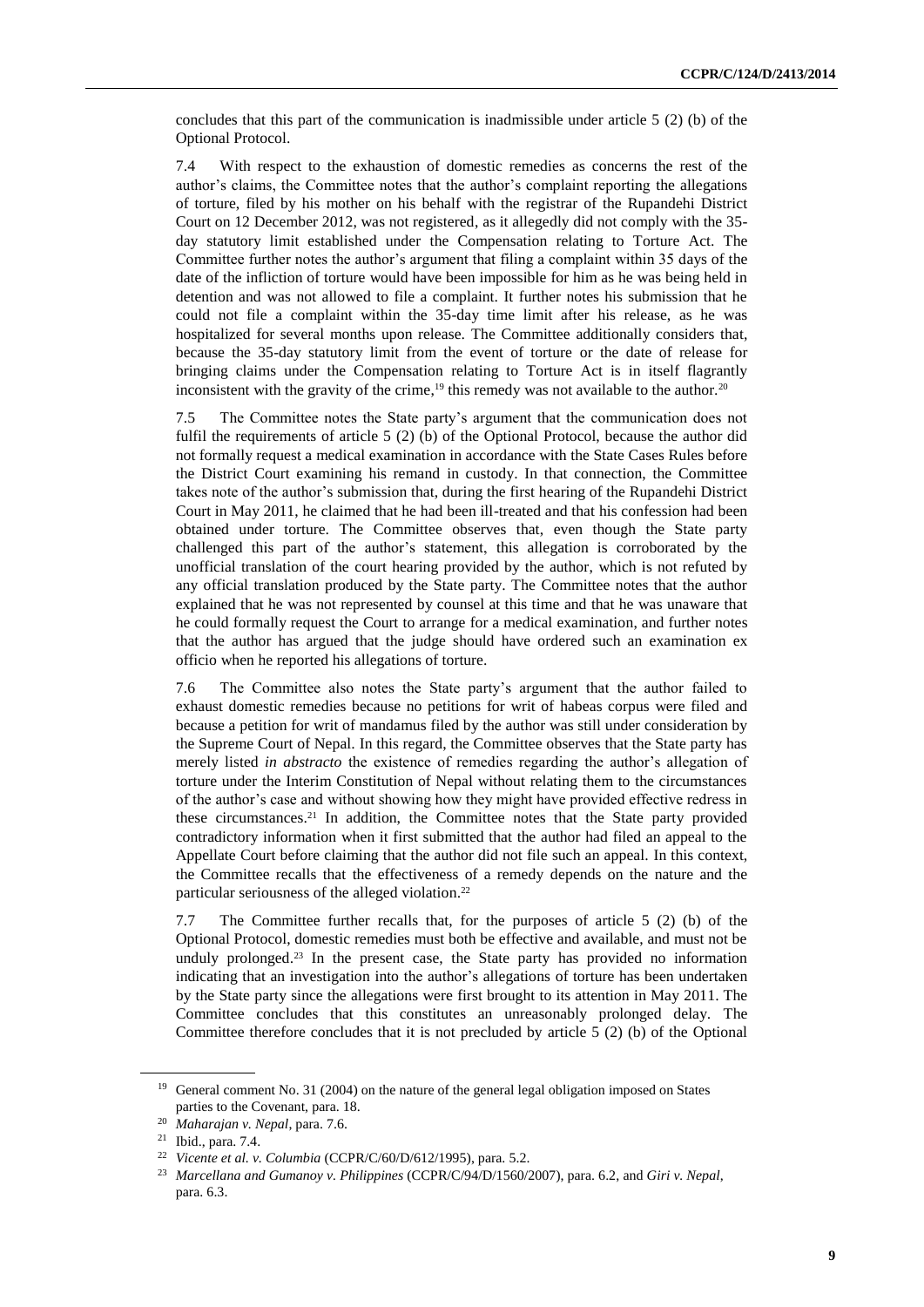concludes that this part of the communication is inadmissible under article 5 (2) (b) of the Optional Protocol.

7.4 With respect to the exhaustion of domestic remedies as concerns the rest of the author's claims, the Committee notes that the author's complaint reporting the allegations of torture, filed by his mother on his behalf with the registrar of the Rupandehi District Court on 12 December 2012, was not registered, as it allegedly did not comply with the 35-day statutory limit established under the Compensation relating to Torture Act. The Committee further notes the author's argument that filing a complaint within 35 days of the date of the infliction of torture would have been impossible for him as he was being held in detention and was not allowed to file a complaint. It further notes his submission that he could not file a complaint within the 35-day time limit after his release, as he was hospitalized for several months upon release. The Committee additionally considers that, because the 35-day statutory limit from the event of torture or the date of release for bringing claims under the Compensation relating to Torture Act is in itself flagrantly inconsistent with the gravity of the crime,[19] this remedy was not available to the author.[20]

7.5 The Committee notes the State party's argument that the communication does not fulfil the requirements of article 5 (2) (b) of the Optional Protocol, because the author did not formally request a medical examination in accordance with the State Cases Rules before the District Court examining his remand in custody. In that connection, the Committee takes note of the author's submission that, during the first hearing of the Rupandehi District Court in May 2011, he claimed that he had been ill-treated and that his confession had been obtained under torture. The Committee observes that, even though the State party challenged this part of the author's statement, this allegation is corroborated by the unofficial translation of the court hearing provided by the author, which is not refuted by any official translation produced by the State party. The Committee notes that the author explained that he was not represented by counsel at this time and that he was unaware that he could formally request the Court to arrange for a medical examination, and further notes that the author has argued that the judge should have ordered such an examination ex officio when he reported his allegations of torture.

7.6 The Committee also notes the State party's argument that the author failed to exhaust domestic remedies because no petitions for writ of habeas corpus were filed and because a petition for writ of mandamus filed by the author was still under consideration by the Supreme Court of Nepal. In this regard, the Committee observes that the State party has merely listed *in abstracto* the existence of remedies regarding the author's allegation of torture under the Interim Constitution of Nepal without relating them to the circumstances of the author's case and without showing how they might have provided effective redress in these circumstances.[21] In addition, the Committee notes that the State party provided contradictory information when it first submitted that the author had filed an appeal to the Appellate Court before claiming that the author did not file such an appeal. In this context, the Committee recalls that the effectiveness of a remedy depends on the nature and the particular seriousness of the alleged violation.[22]

7.7 The Committee further recalls that, for the purposes of article 5 (2) (b) of the Optional Protocol, domestic remedies must both be effective and available, and must not be unduly prolonged.[23] In the present case, the State party has provided no information indicating that an investigation into the author's allegations of torture has been undertaken by the State party since the allegations were first brought to its attention in May 2011. The Committee concludes that this constitutes an unreasonably prolonged delay. The Committee therefore concludes that it is not precluded by article 5 (2) (b) of the Optional

---

[19] General comment No. 31 (2004) on the nature of the general legal obligation imposed on States parties to the Covenant, para. 18.

[20] *Maharajan v. Nepal*, para. 7.6.

[21] Ibid., para. 7.4.

[22] *Vicente et al. v. Columbia* (CCPR/C/60/D/612/1995), para. 5.2.

[23] *Marcellana and Gumanoy v. Philippines* (CCPR/C/94/D/1560/2007), para. 6.2, and *Giri v. Nepal*, para. 6.3.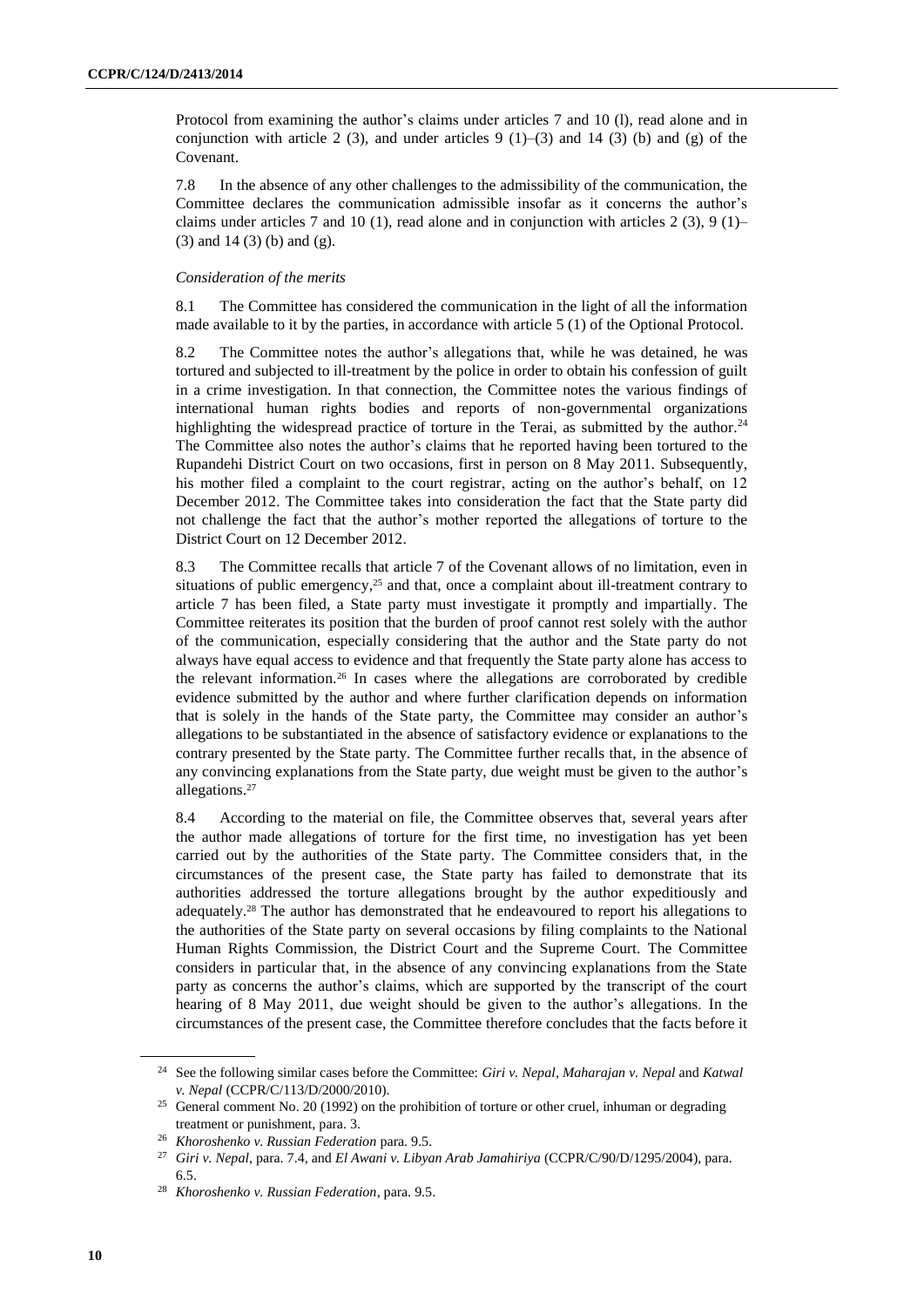Protocol from examining the author's claims under articles 7 and 10 (l), read alone and in conjunction with article 2 (3), and under articles 9 (1)–(3) and 14 (3) (b) and (g) of the Covenant.

7.8 In the absence of any other challenges to the admissibility of the communication, the Committee declares the communication admissible insofar as it concerns the author's claims under articles 7 and 10 (1), read alone and in conjunction with articles 2 (3), 9 (1)–(3) and 14 (3) (b) and (g).

*Consideration of the merits*

8.1 The Committee has considered the communication in the light of all the information made available to it by the parties, in accordance with article 5 (1) of the Optional Protocol.

8.2 The Committee notes the author's allegations that, while he was detained, he was tortured and subjected to ill-treatment by the police in order to obtain his confession of guilt in a crime investigation. In that connection, the Committee notes the various findings of international human rights bodies and reports of non-governmental organizations highlighting the widespread practice of torture in the Terai, as submitted by the author.[24] The Committee also notes the author's claims that he reported having been tortured to the Rupandehi District Court on two occasions, first in person on 8 May 2011. Subsequently, his mother filed a complaint to the court registrar, acting on the author's behalf, on 12 December 2012. The Committee takes into consideration the fact that the State party did not challenge the fact that the author's mother reported the allegations of torture to the District Court on 12 December 2012.

8.3 The Committee recalls that article 7 of the Covenant allows of no limitation, even in situations of public emergency,[25] and that, once a complaint about ill-treatment contrary to article 7 has been filed, a State party must investigate it promptly and impartially. The Committee reiterates its position that the burden of proof cannot rest solely with the author of the communication, especially considering that the author and the State party do not always have equal access to evidence and that frequently the State party alone has access to the relevant information.[26] In cases where the allegations are corroborated by credible evidence submitted by the author and where further clarification depends on information that is solely in the hands of the State party, the Committee may consider an author's allegations to be substantiated in the absence of satisfactory evidence or explanations to the contrary presented by the State party. The Committee further recalls that, in the absence of any convincing explanations from the State party, due weight must be given to the author's allegations.[27]

8.4 According to the material on file, the Committee observes that, several years after the author made allegations of torture for the first time, no investigation has yet been carried out by the authorities of the State party. The Committee considers that, in the circumstances of the present case, the State party has failed to demonstrate that its authorities addressed the torture allegations brought by the author expeditiously and adequately.[28] The author has demonstrated that he endeavoured to report his allegations to the authorities of the State party on several occasions by filing complaints to the National Human Rights Commission, the District Court and the Supreme Court. The Committee considers in particular that, in the absence of any convincing explanations from the State party as concerns the author's claims, which are supported by the transcript of the court hearing of 8 May 2011, due weight should be given to the author's allegations. In the circumstances of the present case, the Committee therefore concludes that the facts before it

---

[24] See the following similar cases before the Committee: *Giri v. Nepal*, *Maharajan v. Nepal* and *Katwal v. Nepal* (CCPR/C/113/D/2000/2010).

[25] General comment No. 20 (1992) on the prohibition of torture or other cruel, inhuman or degrading treatment or punishment, para. 3.

[26] *Khoroshenko v. Russian Federation* para. 9.5.

[27] *Giri v. Nepal*, para. 7.4, and *El Awani v. Libyan Arab Jamahiriya* (CCPR/C/90/D/1295/2004), para. 6.5.

[28] *Khoroshenko v. Russian Federation*, para. 9.5.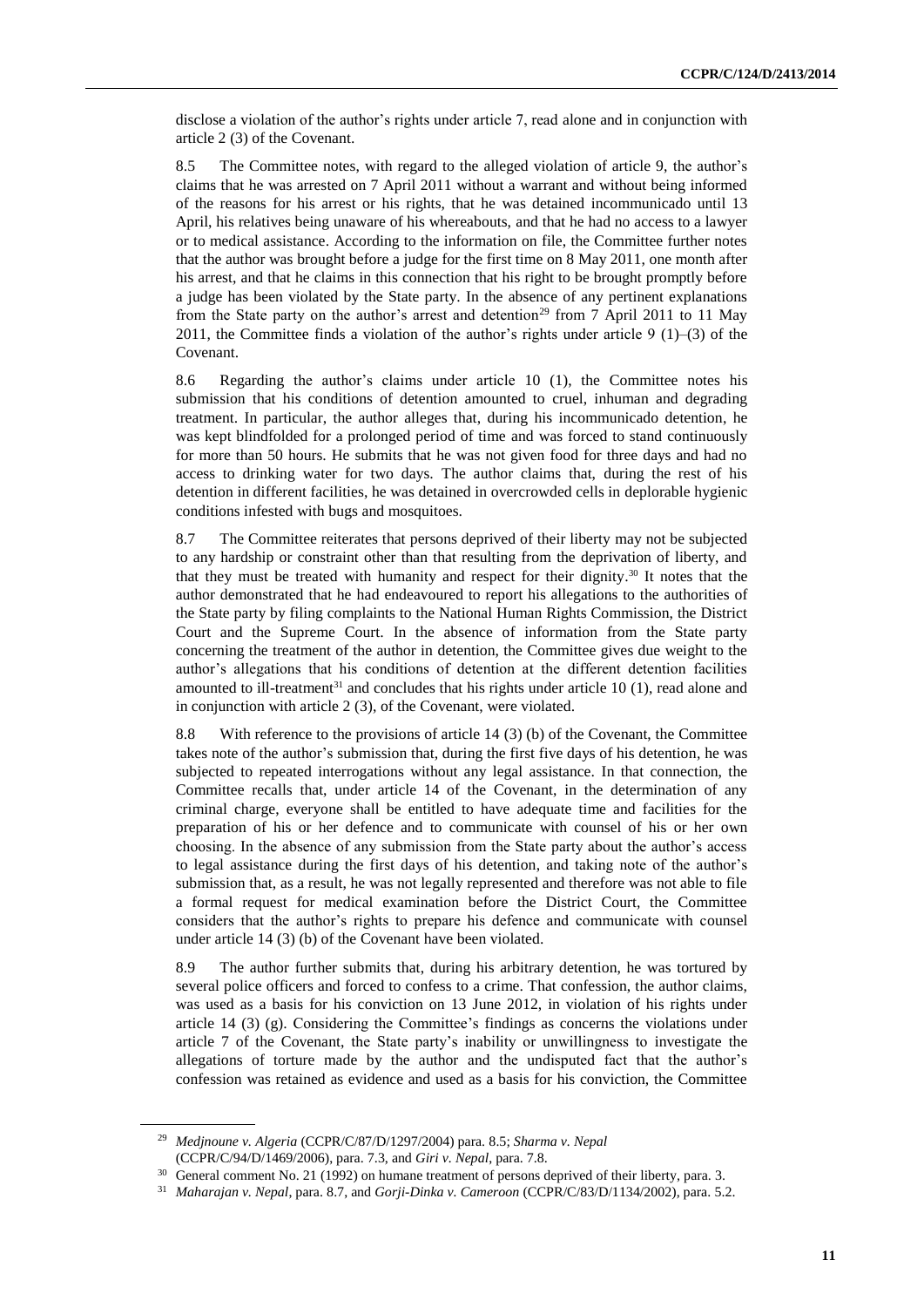disclose a violation of the author's rights under article 7, read alone and in conjunction with article 2 (3) of the Covenant.

8.5 The Committee notes, with regard to the alleged violation of article 9, the author's claims that he was arrested on 7 April 2011 without a warrant and without being informed of the reasons for his arrest or his rights, that he was detained incommunicado until 13 April, his relatives being unaware of his whereabouts, and that he had no access to a lawyer or to medical assistance. According to the information on file, the Committee further notes that the author was brought before a judge for the first time on 8 May 2011, one month after his arrest, and that he claims in this connection that his right to be brought promptly before a judge has been violated by the State party. In the absence of any pertinent explanations from the State party on the author's arrest and detention[29] from 7 April 2011 to 11 May 2011, the Committee finds a violation of the author's rights under article 9 (1)–(3) of the Covenant.

8.6 Regarding the author's claims under article 10 (1), the Committee notes his submission that his conditions of detention amounted to cruel, inhuman and degrading treatment. In particular, the author alleges that, during his incommunicado detention, he was kept blindfolded for a prolonged period of time and was forced to stand continuously for more than 50 hours. He submits that he was not given food for three days and had no access to drinking water for two days. The author claims that, during the rest of his detention in different facilities, he was detained in overcrowded cells in deplorable hygienic conditions infested with bugs and mosquitoes.

8.7 The Committee reiterates that persons deprived of their liberty may not be subjected to any hardship or constraint other than that resulting from the deprivation of liberty, and that they must be treated with humanity and respect for their dignity.[30] It notes that the author demonstrated that he had endeavoured to report his allegations to the authorities of the State party by filing complaints to the National Human Rights Commission, the District Court and the Supreme Court. In the absence of information from the State party concerning the treatment of the author in detention, the Committee gives due weight to the author's allegations that his conditions of detention at the different detention facilities amounted to ill-treatment[31] and concludes that his rights under article 10 (1), read alone and in conjunction with article 2 (3), of the Covenant, were violated.

8.8 With reference to the provisions of article 14 (3) (b) of the Covenant, the Committee takes note of the author's submission that, during the first five days of his detention, he was subjected to repeated interrogations without any legal assistance. In that connection, the Committee recalls that, under article 14 of the Covenant, in the determination of any criminal charge, everyone shall be entitled to have adequate time and facilities for the preparation of his or her defence and to communicate with counsel of his or her own choosing. In the absence of any submission from the State party about the author's access to legal assistance during the first days of his detention, and taking note of the author's submission that, as a result, he was not legally represented and therefore was not able to file a formal request for medical examination before the District Court, the Committee considers that the author's rights to prepare his defence and communicate with counsel under article 14 (3) (b) of the Covenant have been violated.

8.9 The author further submits that, during his arbitrary detention, he was tortured by several police officers and forced to confess to a crime. That confession, the author claims, was used as a basis for his conviction on 13 June 2012, in violation of his rights under article 14 (3) (g). Considering the Committee's findings as concerns the violations under article 7 of the Covenant, the State party's inability or unwillingness to investigate the allegations of torture made by the author and the undisputed fact that the author's confession was retained as evidence and used as a basis for his conviction, the Committee

---

[29] *Medjnoune v. Algeria* (CCPR/C/87/D/1297/2004) para. 8.5; *Sharma v. Nepal* (CCPR/C/94/D/1469/2006), para. 7.3, and *Giri v. Nepal*, para. 7.8.

[30] General comment No. 21 (1992) on humane treatment of persons deprived of their liberty, para. 3.

[31] *Maharajan v. Nepal*, para. 8.7, and *Gorji-Dinka v. Cameroon* (CCPR/C/83/D/1134/2002), para. 5.2.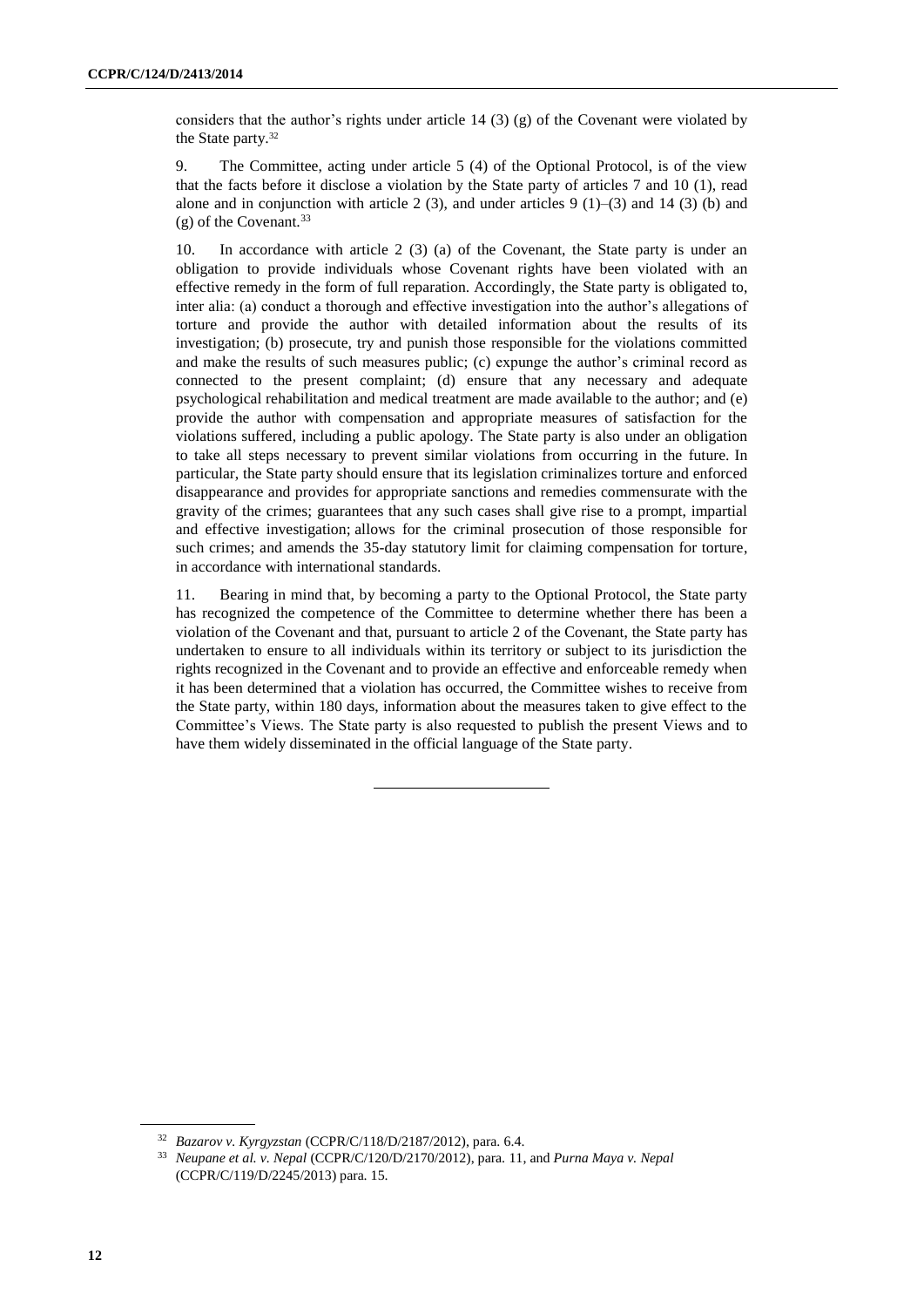considers that the author's rights under article 14 (3) (g) of the Covenant were violated by the State party.[32]

9. The Committee, acting under article 5 (4) of the Optional Protocol, is of the view that the facts before it disclose a violation by the State party of articles 7 and 10 (1), read alone and in conjunction with article 2 (3), and under articles 9 (1)–(3) and 14 (3) (b) and (g) of the Covenant.[33]

10. In accordance with article 2 (3) (a) of the Covenant, the State party is under an obligation to provide individuals whose Covenant rights have been violated with an effective remedy in the form of full reparation. Accordingly, the State party is obligated to, inter alia: (a) conduct a thorough and effective investigation into the author's allegations of torture and provide the author with detailed information about the results of its investigation; (b) prosecute, try and punish those responsible for the violations committed and make the results of such measures public; (c) expunge the author's criminal record as connected to the present complaint; (d) ensure that any necessary and adequate psychological rehabilitation and medical treatment are made available to the author; and (e) provide the author with compensation and appropriate measures of satisfaction for the violations suffered, including a public apology. The State party is also under an obligation to take all steps necessary to prevent similar violations from occurring in the future. In particular, the State party should ensure that its legislation criminalizes torture and enforced disappearance and provides for appropriate sanctions and remedies commensurate with the gravity of the crimes; guarantees that any such cases shall give rise to a prompt, impartial and effective investigation; allows for the criminal prosecution of those responsible for such crimes; and amends the 35-day statutory limit for claiming compensation for torture, in accordance with international standards.

11. Bearing in mind that, by becoming a party to the Optional Protocol, the State party has recognized the competence of the Committee to determine whether there has been a violation of the Covenant and that, pursuant to article 2 of the Covenant, the State party has undertaken to ensure to all individuals within its territory or subject to its jurisdiction the rights recognized in the Covenant and to provide an effective and enforceable remedy when it has been determined that a violation has occurred, the Committee wishes to receive from the State party, within 180 days, information about the measures taken to give effect to the Committee's Views. The State party is also requested to publish the present Views and to have them widely disseminated in the official language of the State party.

---

[32] *Bazarov v. Kyrgyzstan* (CCPR/C/118/D/2187/2012), para. 6.4.

[33] *Neupane et al. v. Nepal* (CCPR/C/120/D/2170/2012), para. 11, and *Purna Maya v. Nepal* (CCPR/C/119/D/2245/2013) para. 15.